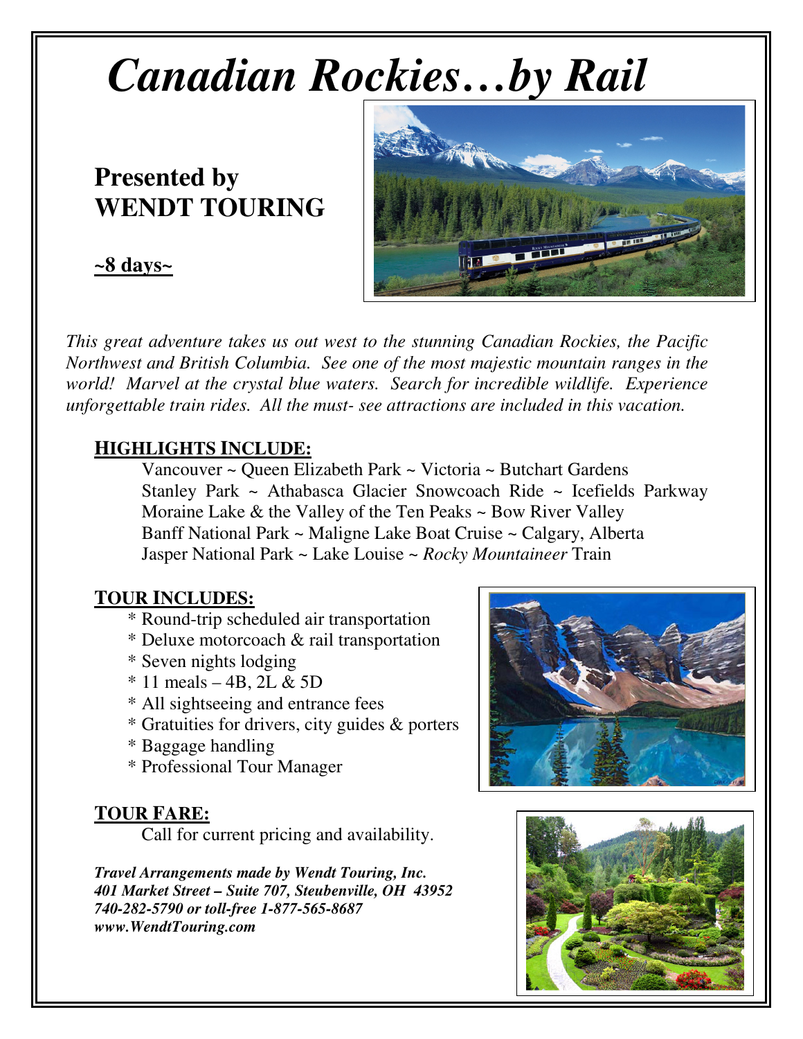# *Canadian Rockies…by Rail*

## Presented by WENDT TOURING

**~8 days~**

*This great adventure takes us out west to the stunning Canadian Rockies, the Pacific Northwest and British Columbia. See one of the most majestic mountain ranges in the world! Marvel at the crystal blue waters. Search for incredible wildlife. Experience unforgettable train rides. All the must- see attractions are included in this vacation.*

### HIGHLIGHTS INCLUDE:

Vancouver ~ Queen Elizabeth Park ~ Victoria ~ Butchart Gardens
Stanley Park ~ Athabasca Glacier Snowcoach Ride ~ Icefields Parkway
Moraine Lake & the Valley of the Ten Peaks ~ Bow River Valley
Banff National Park ~ Maligne Lake Boat Cruise ~ Calgary, Alberta
Jasper National Park ~ Lake Louise ~ *Rocky Mountaineer* Train

### TOUR INCLUDES:

* Round-trip scheduled air transportation
* Deluxe motorcoach & rail transportation
* Seven nights lodging
* 11 meals – 4B, 2L & 5D
* All sightseeing and entrance fees
* Gratuities for drivers, city guides & porters
* Baggage handling
* Professional Tour Manager

### TOUR FARE:

Call for current pricing and availability.

***Travel Arrangements made by Wendt Touring, Inc.***
***401 Market Street – Suite 707, Steubenville, OH 43952***
***740-282-5790 or toll-free 1-877-565-8687***
***www.WendtTouring.com***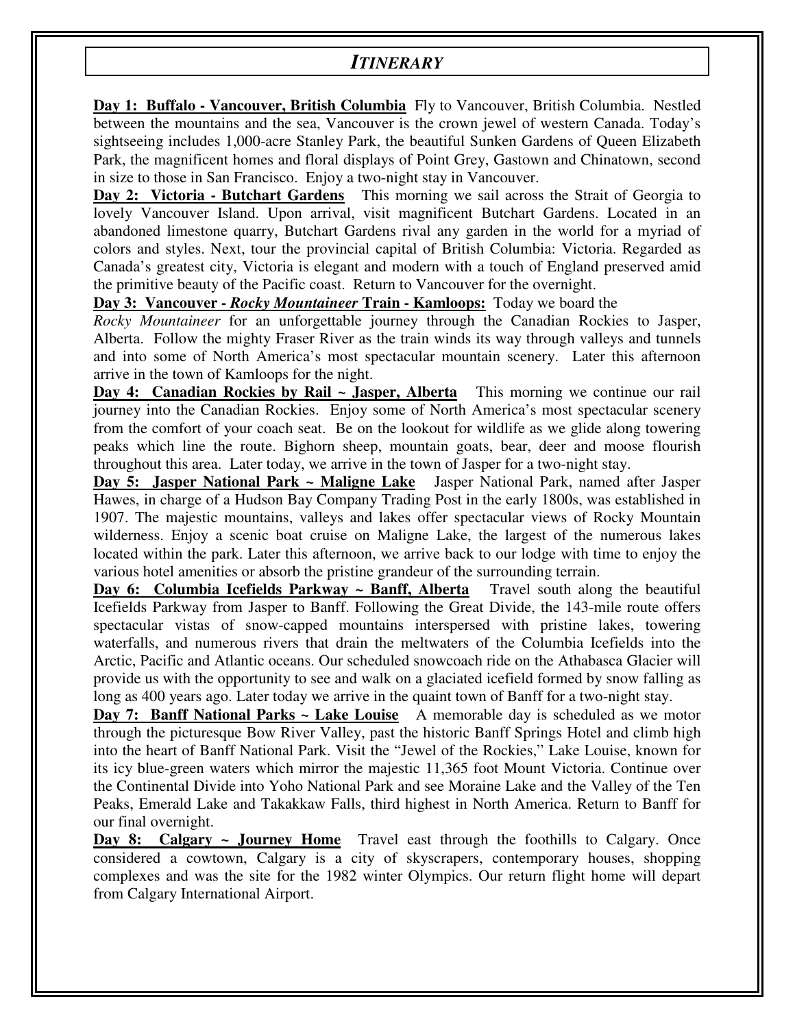## *ITINERARY*

**Day 1: Buffalo - Vancouver, British Columbia** Fly to Vancouver, British Columbia. Nestled between the mountains and the sea, Vancouver is the crown jewel of western Canada. Today's sightseeing includes 1,000-acre Stanley Park, the beautiful Sunken Gardens of Queen Elizabeth Park, the magnificent homes and floral displays of Point Grey, Gastown and Chinatown, second in size to those in San Francisco. Enjoy a two-night stay in Vancouver.

**Day 2: Victoria - Butchart Gardens** This morning we sail across the Strait of Georgia to lovely Vancouver Island. Upon arrival, visit magnificent Butchart Gardens. Located in an abandoned limestone quarry, Butchart Gardens rival any garden in the world for a myriad of colors and styles. Next, tour the provincial capital of British Columbia: Victoria. Regarded as Canada's greatest city, Victoria is elegant and modern with a touch of England preserved amid the primitive beauty of the Pacific coast. Return to Vancouver for the overnight.

**Day 3: Vancouver - *Rocky Mountaineer* Train - Kamloops:** Today we board the *Rocky Mountaineer* for an unforgettable journey through the Canadian Rockies to Jasper, Alberta. Follow the mighty Fraser River as the train winds its way through valleys and tunnels and into some of North America's most spectacular mountain scenery. Later this afternoon arrive in the town of Kamloops for the night.

**Day 4: Canadian Rockies by Rail ~ Jasper, Alberta** This morning we continue our rail journey into the Canadian Rockies. Enjoy some of North America's most spectacular scenery from the comfort of your coach seat. Be on the lookout for wildlife as we glide along towering peaks which line the route. Bighorn sheep, mountain goats, bear, deer and moose flourish throughout this area. Later today, we arrive in the town of Jasper for a two-night stay.

**Day 5: Jasper National Park ~ Maligne Lake** Jasper National Park, named after Jasper Hawes, in charge of a Hudson Bay Company Trading Post in the early 1800s, was established in 1907. The majestic mountains, valleys and lakes offer spectacular views of Rocky Mountain wilderness. Enjoy a scenic boat cruise on Maligne Lake, the largest of the numerous lakes located within the park. Later this afternoon, we arrive back to our lodge with time to enjoy the various hotel amenities or absorb the pristine grandeur of the surrounding terrain.

**Day 6: Columbia Icefields Parkway ~ Banff, Alberta** Travel south along the beautiful Icefields Parkway from Jasper to Banff. Following the Great Divide, the 143-mile route offers spectacular vistas of snow-capped mountains interspersed with pristine lakes, towering waterfalls, and numerous rivers that drain the meltwaters of the Columbia Icefields into the Arctic, Pacific and Atlantic oceans. Our scheduled snowcoach ride on the Athabasca Glacier will provide us with the opportunity to see and walk on a glaciated icefield formed by snow falling as long as 400 years ago. Later today we arrive in the quaint town of Banff for a two-night stay.

**Day 7: Banff National Parks ~ Lake Louise** A memorable day is scheduled as we motor through the picturesque Bow River Valley, past the historic Banff Springs Hotel and climb high into the heart of Banff National Park. Visit the "Jewel of the Rockies," Lake Louise, known for its icy blue-green waters which mirror the majestic 11,365 foot Mount Victoria. Continue over the Continental Divide into Yoho National Park and see Moraine Lake and the Valley of the Ten Peaks, Emerald Lake and Takakkaw Falls, third highest in North America. Return to Banff for our final overnight.

**Day 8: Calgary ~ Journey Home** Travel east through the foothills to Calgary. Once considered a cowtown, Calgary is a city of skyscrapers, contemporary houses, shopping complexes and was the site for the 1982 winter Olympics. Our return flight home will depart from Calgary International Airport.